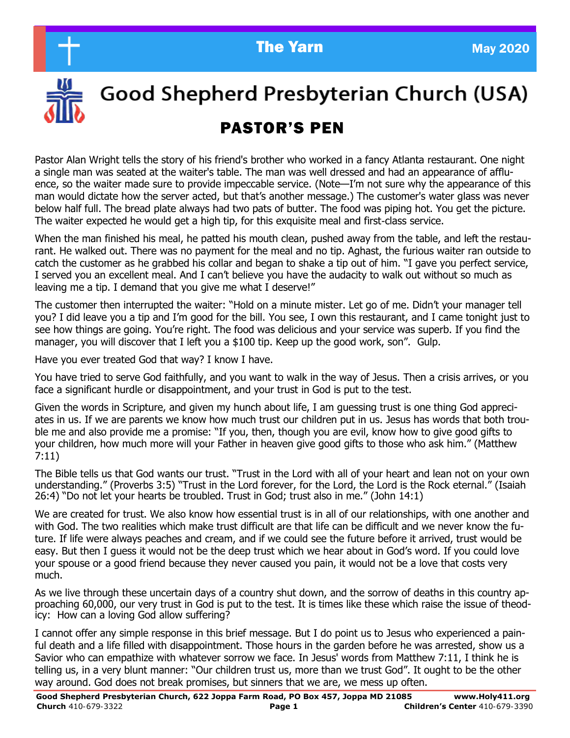# The Yarn

May 2020

# Good Shepherd Presbyterian Church (USA)

## PASTOR'S PEN

Pastor Alan Wright tells the story of his friend's brother who worked in a fancy Atlanta restaurant. One night a single man was seated at the waiter's table. The man was well dressed and had an appearance of affluence, so the waiter made sure to provide impeccable service. (Note—I'm not sure why the appearance of this man would dictate how the server acted, but that's another message.) The customer's water glass was never below half full. The bread plate always had two pats of butter. The food was piping hot. You get the picture. The waiter expected he would get a high tip, for this exquisite meal and first-class service.

When the man finished his meal, he patted his mouth clean, pushed away from the table, and left the restaurant. He walked out. There was no payment for the meal and no tip. Aghast, the furious waiter ran outside to catch the customer as he grabbed his collar and began to shake a tip out of him. "I gave you perfect service, I served you an excellent meal. And I can't believe you have the audacity to walk out without so much as leaving me a tip. I demand that you give me what I deserve!"

The customer then interrupted the waiter: "Hold on a minute mister. Let go of me. Didn't your manager tell you? I did leave you a tip and I'm good for the bill. You see, I own this restaurant, and I came tonight just to see how things are going. You're right. The food was delicious and your service was superb. If you find the manager, you will discover that I left you a $100 tip. Keep up the good work, son". Gulp.

Have you ever treated God that way? I know I have.

You have tried to serve God faithfully, and you want to walk in the way of Jesus. Then a crisis arrives, or you face a significant hurdle or disappointment, and your trust in God is put to the test.

Given the words in Scripture, and given my hunch about life, I am guessing trust is one thing God appreciates in us. If we are parents we know how much trust our children put in us. Jesus has words that both trouble me and also provide me a promise: "If you, then, though you are evil, know how to give good gifts to your children, how much more will your Father in heaven give good gifts to those who ask him." (Matthew 7:11)

The Bible tells us that God wants our trust. "Trust in the Lord with all of your heart and lean not on your own understanding." (Proverbs 3:5) "Trust in the Lord forever, for the Lord, the Lord is the Rock eternal." (Isaiah 26:4) "Do not let your hearts be troubled. Trust in God; trust also in me." (John 14:1)

We are created for trust. We also know how essential trust is in all of our relationships, with one another and with God. The two realities which make trust difficult are that life can be difficult and we never know the future. If life were always peaches and cream, and if we could see the future before it arrived, trust would be easy. But then I guess it would not be the deep trust which we hear about in God's word. If you could love your spouse or a good friend because they never caused you pain, it would not be a love that costs very much.

As we live through these uncertain days of a country shut down, and the sorrow of deaths in this country approaching 60,000, our very trust in God is put to the test. It is times like these which raise the issue of theodicy: How can a loving God allow suffering?

I cannot offer any simple response in this brief message. But I do point us to Jesus who experienced a painful death and a life filled with disappointment. Those hours in the garden before he was arrested, show us a Savior who can empathize with whatever sorrow we face. In Jesus' words from Matthew 7:11, I think he is telling us, in a very blunt manner: "Our children trust us, more than we trust God". It ought to be the other way around. God does not break promises, but sinners that we are, we mess up often.

**Good Shepherd Presbyterian Church, 622 Joppa Farm Road, PO Box 457, Joppa MD 21085** **www.Holy411.org**
**Church** 410-679-3322 **Children's Center** 410-679-3390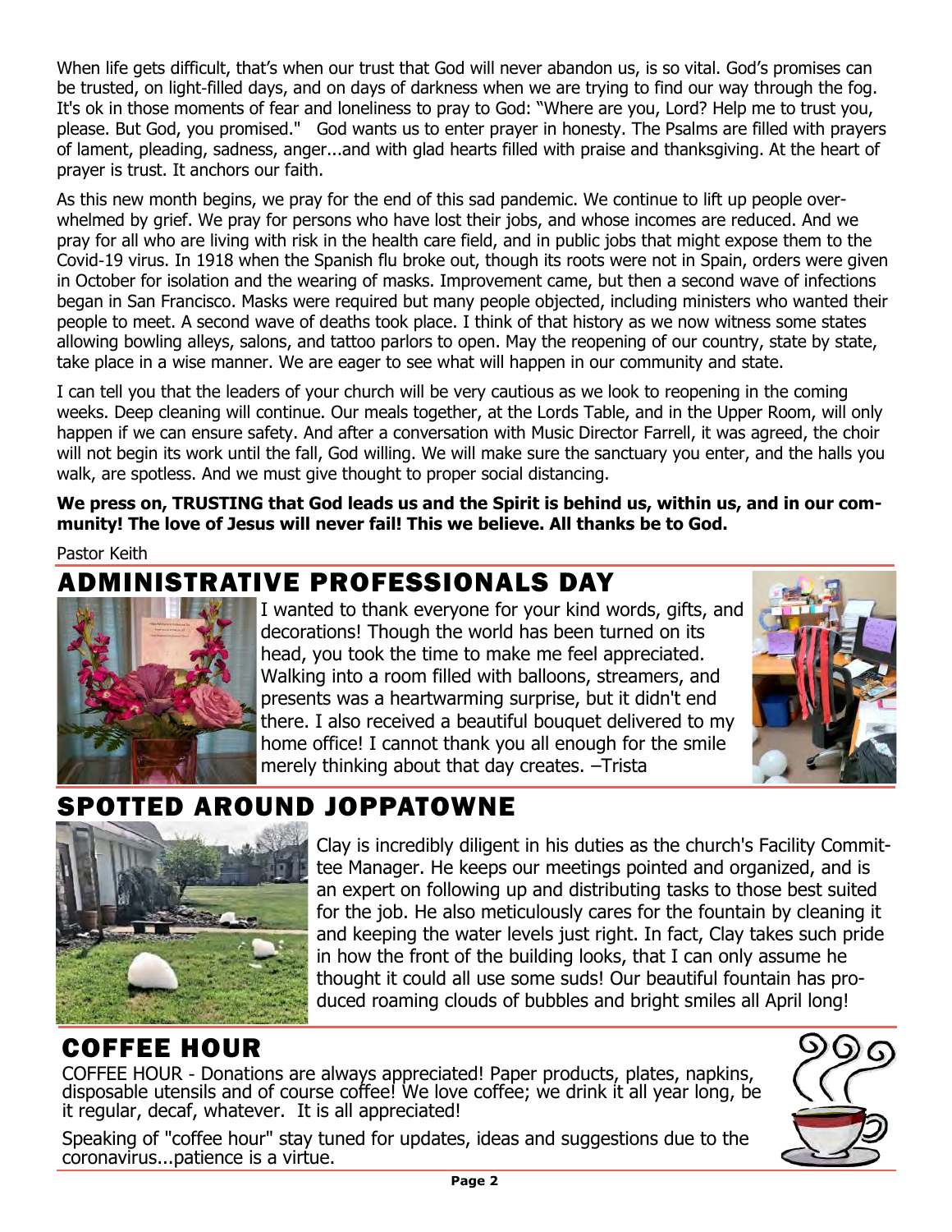When life gets difficult, that's when our trust that God will never abandon us, is so vital. God's promises can be trusted, on light-filled days, and on days of darkness when we are trying to find our way through the fog. It's ok in those moments of fear and loneliness to pray to God: "Where are you, Lord? Help me to trust you, please. But God, you promised." God wants us to enter prayer in honesty. The Psalms are filled with prayers of lament, pleading, sadness, anger...and with glad hearts filled with praise and thanksgiving. At the heart of prayer is trust. It anchors our faith.

As this new month begins, we pray for the end of this sad pandemic. We continue to lift up people overwhelmed by grief. We pray for persons who have lost their jobs, and whose incomes are reduced. And we pray for all who are living with risk in the health care field, and in public jobs that might expose them to the Covid-19 virus. In 1918 when the Spanish flu broke out, though its roots were not in Spain, orders were given in October for isolation and the wearing of masks. Improvement came, but then a second wave of infections began in San Francisco. Masks were required but many people objected, including ministers who wanted their people to meet. A second wave of deaths took place. I think of that history as we now witness some states allowing bowling alleys, salons, and tattoo parlors to open. May the reopening of our country, state by state, take place in a wise manner. We are eager to see what will happen in our community and state.

I can tell you that the leaders of your church will be very cautious as we look to reopening in the coming weeks. Deep cleaning will continue. Our meals together, at the Lords Table, and in the Upper Room, will only happen if we can ensure safety. And after a conversation with Music Director Farrell, it was agreed, the choir will not begin its work until the fall, God willing. We will make sure the sanctuary you enter, and the halls you walk, are spotless. And we must give thought to proper social distancing.

**We press on, TRUSTING that God leads us and the Spirit is behind us, within us, and in our community! The love of Jesus will never fail! This we believe. All thanks be to God.**

Pastor Keith

## ADMINISTRATIVE PROFESSIONALS DAY

I wanted to thank everyone for your kind words, gifts, and decorations! Though the world has been turned on its head, you took the time to make me feel appreciated. Walking into a room filled with balloons, streamers, and presents was a heartwarming surprise, but it didn't end there. I also received a beautiful bouquet delivered to my home office! I cannot thank you all enough for the smile merely thinking about that day creates. –Trista

## SPOTTED AROUND JOPPATOWNE

Clay is incredibly diligent in his duties as the church's Facility Committee Manager. He keeps our meetings pointed and organized, and is an expert on following up and distributing tasks to those best suited for the job. He also meticulously cares for the fountain by cleaning it and keeping the water levels just right. In fact, Clay takes such pride in how the front of the building looks, that I can only assume he thought it could all use some suds! Our beautiful fountain has produced roaming clouds of bubbles and bright smiles all April long!

## COFFEE HOUR

COFFEE HOUR - Donations are always appreciated! Paper products, plates, napkins, disposable utensils and of course coffee! We love coffee; we drink it all year long, be it regular, decaf, whatever. It is all appreciated!

Speaking of "coffee hour" stay tuned for updates, ideas and suggestions due to the coronavirus...patience is a virtue.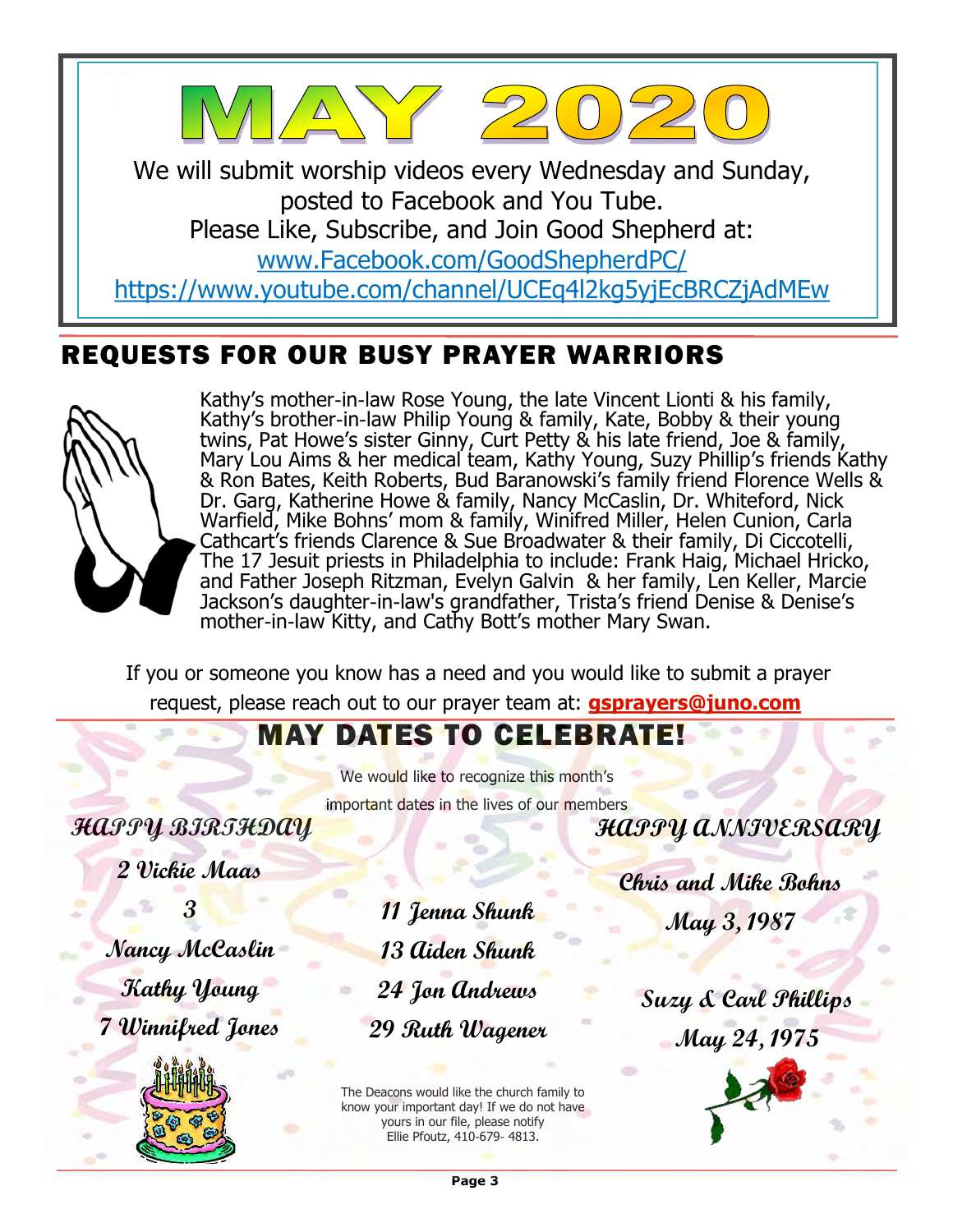# MAY 2020

We will submit worship videos every Wednesday and Sunday, posted to Facebook and You Tube.
Please Like, Subscribe, and Join Good Shepherd at:
www.Facebook.com/GoodShepherdPC/
https://www.youtube.com/channel/UCEq4l2kg5yjEcBRCZjAdMEw

## REQUESTS FOR OUR BUSY PRAYER WARRIORS

Kathy's mother-in-law Rose Young, the late Vincent Lionti & his family, Kathy's brother-in-law Philip Young & family, Kate, Bobby & their young twins, Pat Howe's sister Ginny, Curt Petty & his late friend, Joe & family, Mary Lou Aims & her medical team, Kathy Young, Suzy Phillip's friends Kathy & Ron Bates, Keith Roberts, Bud Baranowski's family friend Florence Wells & Dr. Garg, Katherine Howe & family, Nancy McCaslin, Dr. Whiteford, Nick Warfield, Mike Bohns' mom & family, Winifred Miller, Helen Cunion, Carla Cathcart's friends Clarence & Sue Broadwater & their family, Di Ciccotelli, The 17 Jesuit priests in Philadelphia to include: Frank Haig, Michael Hricko, and Father Joseph Ritzman, Evelyn Galvin & her family, Len Keller, Marcie Jackson's daughter-in-law's grandfather, Trista's friend Denise & Denise's mother-in-law Kitty, and Cathy Bott's mother Mary Swan.

If you or someone you know has a need and you would like to submit a prayer request, please reach out to our prayer team at: **gsprayers@juno.com**

## MAY DATES TO CELEBRATE!

We would like to recognize this month's important dates in the lives of our members

### HAPPY BIRTHDAY

2 Vickie Maas

3
Nancy McCaslin
Kathy Young

7 Winnifred Jones

11 Jenna Shunk

13 Aiden Shunk

24 Jon Andrews

29 Ruth Wagener

### HAPPY ANNIVERSARY

Chris and Mike Bohns
May 3, 1987

Suzy & Carl Phillips
May 24, 1975

The Deacons would like the church family to know your important day! If we do not have yours in our file, please notify Ellie Pfoutz, 410-679- 4813.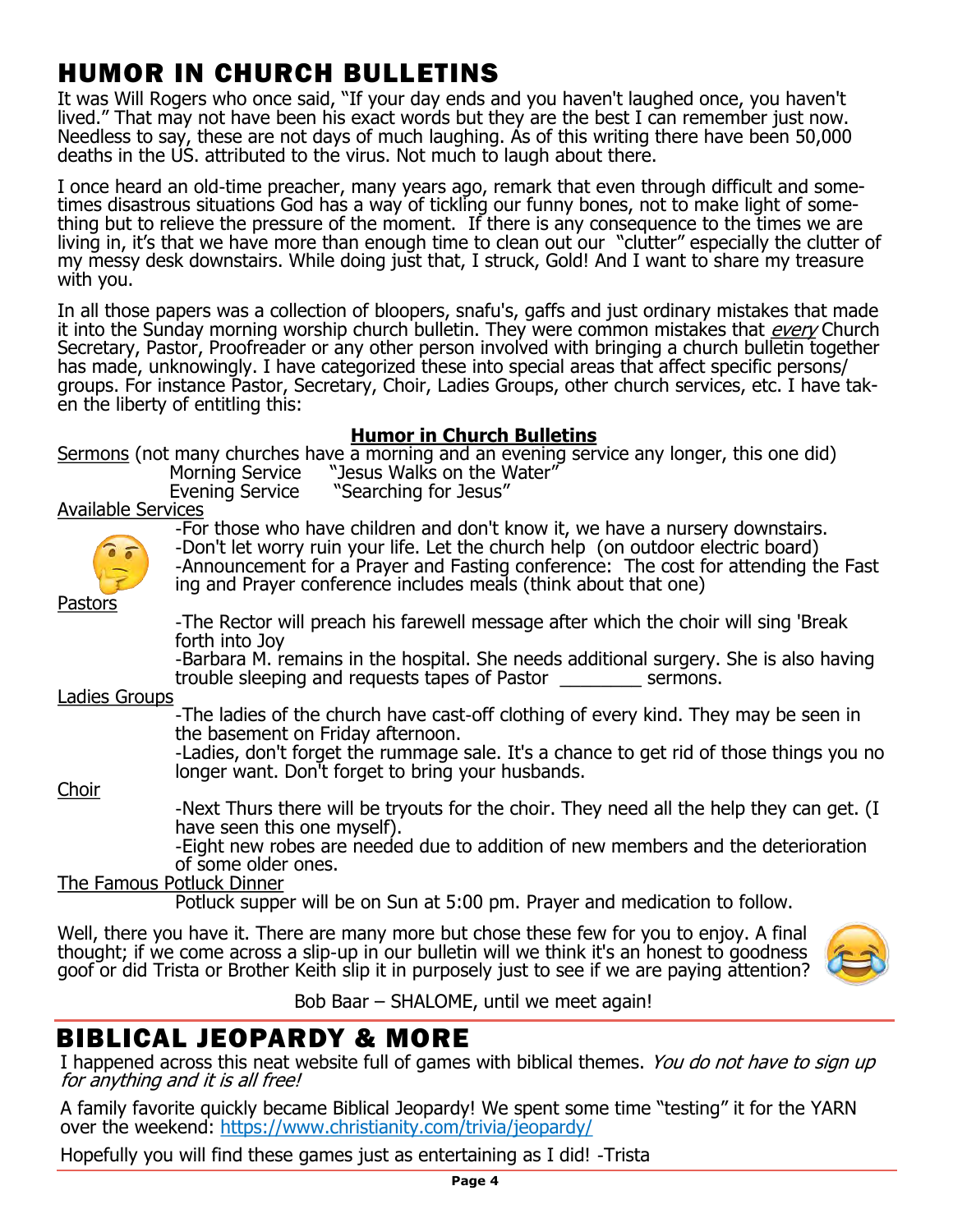# HUMOR IN CHURCH BULLETINS

It was Will Rogers who once said, "If your day ends and you haven't laughed once, you haven't lived." That may not have been his exact words but they are the best I can remember just now. Needless to say, these are not days of much laughing. As of this writing there have been 50,000 deaths in the US. attributed to the virus. Not much to laugh about there.

I once heard an old-time preacher, many years ago, remark that even through difficult and sometimes disastrous situations God has a way of tickling our funny bones, not to make light of something but to relieve the pressure of the moment. If there is any consequence to the times we are living in, it's that we have more than enough time to clean out our "clutter" especially the clutter of my messy desk downstairs. While doing just that, I struck, Gold! And I want to share my treasure with you.

In all those papers was a collection of bloopers, snafu's, gaffs and just ordinary mistakes that made it into the Sunday morning worship church bulletin. They were common mistakes that *every* Church Secretary, Pastor, Proofreader or any other person involved with bringing a church bulletin together has made, unknowingly. I have categorized these into special areas that affect specific persons/groups. For instance Pastor, Secretary, Choir, Ladies Groups, other church services, etc. I have taken the liberty of entitling this:

**Humor in Church Bulletins**

Sermons (not many churches have a morning and an evening service any longer, this one did)

Morning Service "Jesus Walks on the Water"
Evening Service "Searching for Jesus"

Available Services

-For those who have children and don't know it, we have a nursery downstairs.
-Don't let worry ruin your life. Let the church help (on outdoor electric board)
-Announcement for a Prayer and Fasting conference: The cost for attending the Fasting and Prayer conference includes meals (think about that one)

Pastors

-The Rector will preach his farewell message after which the choir will sing 'Break forth into Joy
-Barbara M. remains in the hospital. She needs additional surgery. She is also having trouble sleeping and requests tapes of Pastor ________ sermons.

Ladies Groups

-The ladies of the church have cast-off clothing of every kind. They may be seen in the basement on Friday afternoon.
-Ladies, don't forget the rummage sale. It's a chance to get rid of those things you no longer want. Don't forget to bring your husbands.

Choir

-Next Thurs there will be tryouts for the choir. They need all the help they can get. (I have seen this one myself).
-Eight new robes are needed due to addition of new members and the deterioration of some older ones.

The Famous Potluck Dinner

Potluck supper will be on Sun at 5:00 pm. Prayer and medication to follow.

Well, there you have it. There are many more but chose these few for you to enjoy. A final thought; if we come across a slip-up in our bulletin will we think it's an honest to goodness goof or did Trista or Brother Keith slip it in purposely just to see if we are paying attention?

Bob Baar – SHALOME, until we meet again!

# BIBLICAL JEOPARDY & MORE

I happened across this neat website full of games with biblical themes. *You do not have to sign up for anything and it is all free!*

A family favorite quickly became Biblical Jeopardy! We spent some time "testing" it for the YARN over the weekend: https://www.christianity.com/trivia/jeopardy/

Hopefully you will find these games just as entertaining as I did! -Trista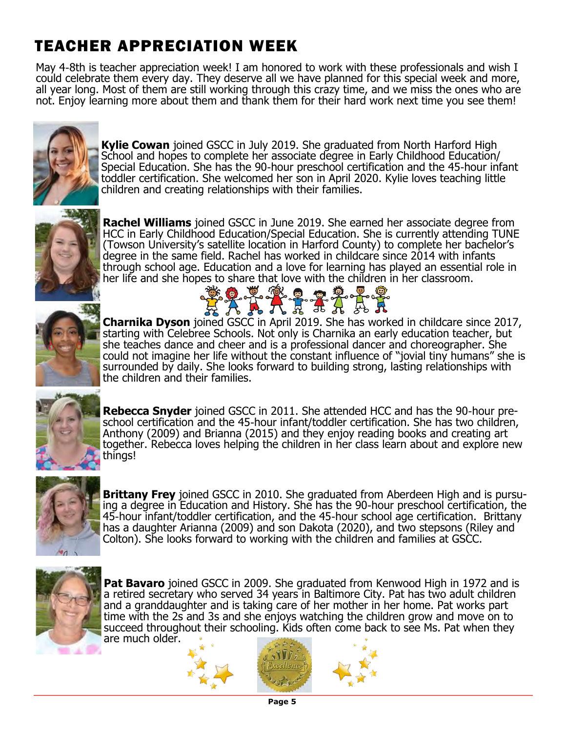# TEACHER APPRECIATION WEEK

May 4-8th is teacher appreciation week! I am honored to work with these professionals and wish I could celebrate them every day. They deserve all we have planned for this special week and more, all year long. Most of them are still working through this crazy time, and we miss the ones who are not. Enjoy learning more about them and thank them for their hard work next time you see them!

**Kylie Cowan** joined GSCC in July 2019. She graduated from North Harford High School and hopes to complete her associate degree in Early Childhood Education/ Special Education. She has the 90-hour preschool certification and the 45-hour infant toddler certification. She welcomed her son in April 2020. Kylie loves teaching little children and creating relationships with their families.

**Rachel Williams** joined GSCC in June 2019. She earned her associate degree from HCC in Early Childhood Education/Special Education. She is currently attending TUNE (Towson University's satellite location in Harford County) to complete her bachelor's degree in the same field. Rachel has worked in childcare since 2014 with infants through school age. Education and a love for learning has played an essential role in her life and she hopes to share that love with the children in her classroom.

**Charnika Dyson** joined GSCC in April 2019. She has worked in childcare since 2017, starting with Celebree Schools. Not only is Charnika an early education teacher, but she teaches dance and cheer and is a professional dancer and choreographer. She could not imagine her life without the constant influence of "jovial tiny humans" she is surrounded by daily. She looks forward to building strong, lasting relationships with the children and their families.

**Rebecca Snyder** joined GSCC in 2011. She attended HCC and has the 90-hour pre-school certification and the 45-hour infant/toddler certification. She has two children, Anthony (2009) and Brianna (2015) and they enjoy reading books and creating art together. Rebecca loves helping the children in her class learn about and explore new things!

**Brittany Frey** joined GSCC in 2010. She graduated from Aberdeen High and is pursuing a degree in Education and History. She has the 90-hour preschool certification, the 45-hour infant/toddler certification, and the 45-hour school age certification. Brittany has a daughter Arianna (2009) and son Dakota (2020), and two stepsons (Riley and Colton). She looks forward to working with the children and families at GSCC.

**Pat Bavaro** joined GSCC in 2009. She graduated from Kenwood High in 1972 and is a retired secretary who served 34 years in Baltimore City. Pat has two adult children and a granddaughter and is taking care of her mother in her home. Pat works part time with the 2s and 3s and she enjoys watching the children grow and move on to succeed throughout their schooling. Kids often come back to see Ms. Pat when they are much older.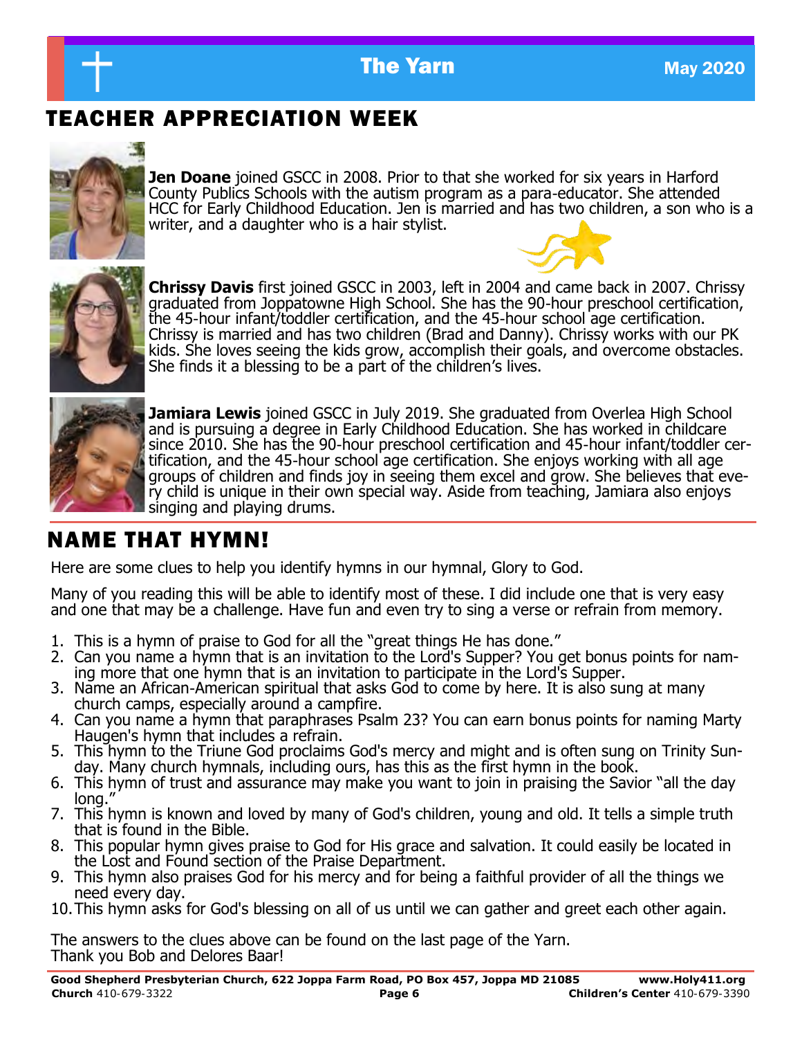## TEACHER APPRECIATION WEEK

**Jen Doane** joined GSCC in 2008. Prior to that she worked for six years in Harford County Publics Schools with the autism program as a para-educator. She attended HCC for Early Childhood Education. Jen is married and has two children, a son who is a writer, and a daughter who is a hair stylist.

**Chrissy Davis** first joined GSCC in 2003, left in 2004 and came back in 2007. Chrissy graduated from Joppatowne High School. She has the 90-hour preschool certification, the 45-hour infant/toddler certification, and the 45-hour school age certification. Chrissy is married and has two children (Brad and Danny). Chrissy works with our PK kids. She loves seeing the kids grow, accomplish their goals, and overcome obstacles. She finds it a blessing to be a part of the children's lives.

**Jamiara Lewis** joined GSCC in July 2019. She graduated from Overlea High School and is pursuing a degree in Early Childhood Education. She has worked in childcare since 2010. She has the 90-hour preschool certification and 45-hour infant/toddler certification, and the 45-hour school age certification. She enjoys working with all age groups of children and finds joy in seeing them excel and grow. She believes that every child is unique in their own special way. Aside from teaching, Jamiara also enjoys singing and playing drums.

## NAME THAT HYMN!

Here are some clues to help you identify hymns in our hymnal, Glory to God.

Many of you reading this will be able to identify most of these. I did include one that is very easy and one that may be a challenge. Have fun and even try to sing a verse or refrain from memory.

1. This is a hymn of praise to God for all the "great things He has done."
2. Can you name a hymn that is an invitation to the Lord's Supper? You get bonus points for naming more that one hymn that is an invitation to participate in the Lord's Supper.
3. Name an African-American spiritual that asks God to come by here. It is also sung at many church camps, especially around a campfire.
4. Can you name a hymn that paraphrases Psalm 23? You can earn bonus points for naming Marty Haugen's hymn that includes a refrain.
5. This hymn to the Triune God proclaims God's mercy and might and is often sung on Trinity Sunday. Many church hymnals, including ours, has this as the first hymn in the book.
6. This hymn of trust and assurance may make you want to join in praising the Savior "all the day long."
7. This hymn is known and loved by many of God's children, young and old. It tells a simple truth that is found in the Bible.
8. This popular hymn gives praise to God for His grace and salvation. It could easily be located in the Lost and Found section of the Praise Department.
9. This hymn also praises God for his mercy and for being a faithful provider of all the things we need every day.
10. This hymn asks for God's blessing on all of us until we can gather and greet each other again.

The answers to the clues above can be found on the last page of the Yarn.
Thank you Bob and Delores Baar!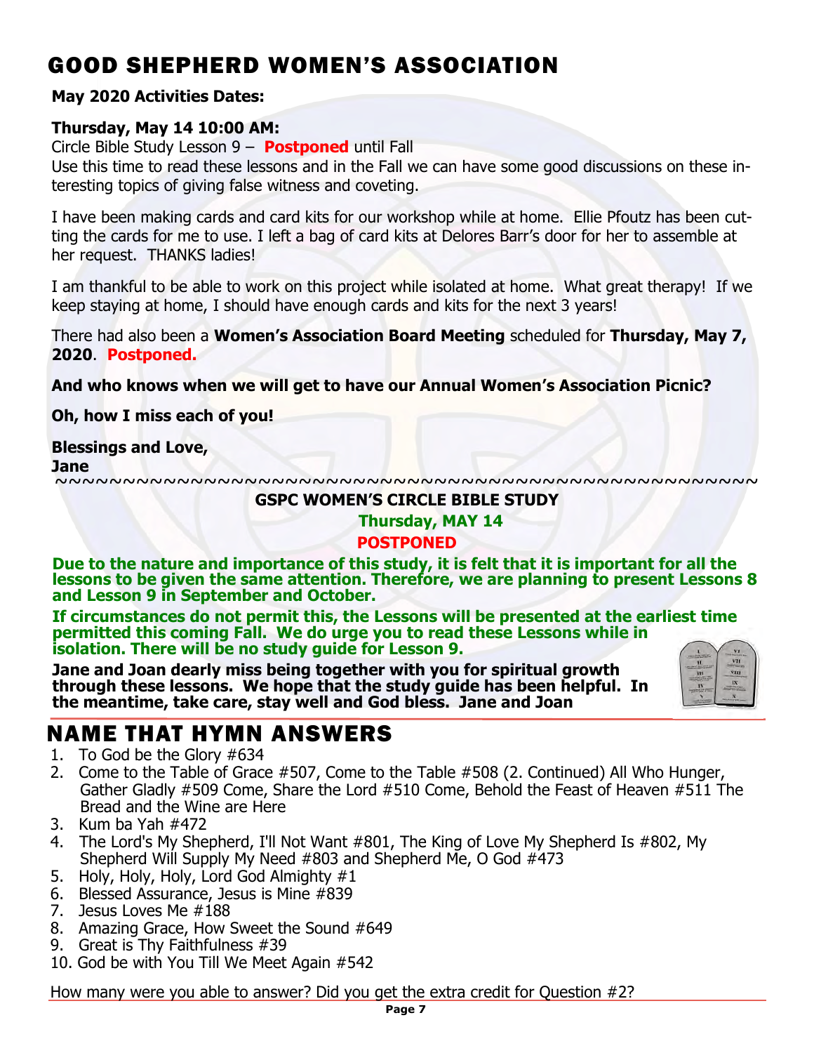# GOOD SHEPHERD WOMEN'S ASSOCIATION

**May 2020 Activities Dates:**

**Thursday, May 14 10:00 AM:**
Circle Bible Study Lesson 9 – **Postponed** until Fall
Use this time to read these lessons and in the Fall we can have some good discussions on these interesting topics of giving false witness and coveting.

I have been making cards and card kits for our workshop while at home. Ellie Pfoutz has been cutting the cards for me to use. I left a bag of card kits at Delores Barr's door for her to assemble at her request. THANKS ladies!

I am thankful to be able to work on this project while isolated at home. What great therapy! If we keep staying at home, I should have enough cards and kits for the next 3 years!

There had also been a **Women's Association Board Meeting** scheduled for **Thursday, May 7, 2020**. **Postponed.**

**And who knows when we will get to have our Annual Women's Association Picnic?**

**Oh, how I miss each of you!**

**Blessings and Love,**
**Jane**

~~~~~~~~~~~~~~~~~~~~~~~~~~~~~~~~~~~~~~~~~~~~~~~~~~~~~~~~

**GSPC WOMEN'S CIRCLE BIBLE STUDY**

**Thursday, MAY 14**

**POSTPONED**

**Due to the nature and importance of this study, it is felt that it is important for all the lessons to be given the same attention. Therefore, we are planning to present Lessons 8 and Lesson 9 in September and October.**

**If circumstances do not permit this, the Lessons will be presented at the earliest time permitted this coming Fall. We do urge you to read these Lessons while in isolation. There will be no study guide for Lesson 9.**

**Jane and Joan dearly miss being together with you for spiritual growth through these lessons. We hope that the study guide has been helpful. In the meantime, take care, stay well and God bless. Jane and Joan**

# NAME THAT HYMN ANSWERS

1. To God be the Glory #634
2. Come to the Table of Grace #507, Come to the Table #508 (2. Continued) All Who Hunger, Gather Gladly #509 Come, Share the Lord #510 Come, Behold the Feast of Heaven #511 The Bread and the Wine are Here
3. Kum ba Yah #472
4. The Lord's My Shepherd, I'll Not Want #801, The King of Love My Shepherd Is #802, My Shepherd Will Supply My Need #803 and Shepherd Me, O God #473
5. Holy, Holy, Holy, Lord God Almighty #1
6. Blessed Assurance, Jesus is Mine #839
7. Jesus Loves Me #188
8. Amazing Grace, How Sweet the Sound #649
9. Great is Thy Faithfulness #39
10. God be with You Till We Meet Again #542

How many were you able to answer? Did you get the extra credit for Question #2?